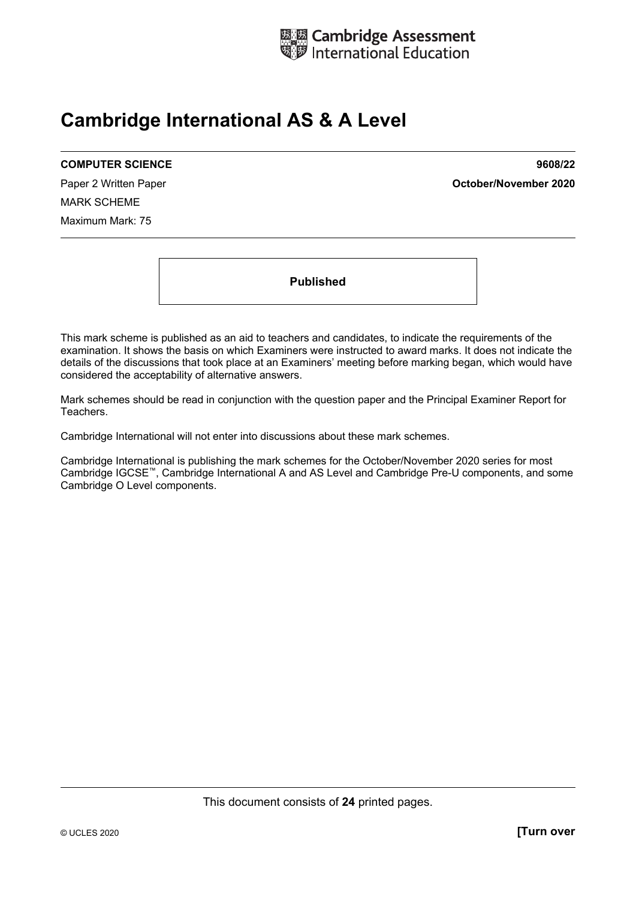Cambridge Assessment International Education

# Cambridge International AS & A Level

**COMPUTER SCIENCE** **9608/22**

Paper 2 Written Paper **October/November 2020**

MARK SCHEME

Maximum Mark: 75

**Published**

This mark scheme is published as an aid to teachers and candidates, to indicate the requirements of the examination. It shows the basis on which Examiners were instructed to award marks. It does not indicate the details of the discussions that took place at an Examiners' meeting before marking began, which would have considered the acceptability of alternative answers.

Mark schemes should be read in conjunction with the question paper and the Principal Examiner Report for Teachers.

Cambridge International will not enter into discussions about these mark schemes.

Cambridge International is publishing the mark schemes for the October/November 2020 series for most Cambridge IGCSE™, Cambridge International A and AS Level and Cambridge Pre-U components, and some Cambridge O Level components.

This document consists of **24** printed pages.

© UCLES 2020 **[Turn over**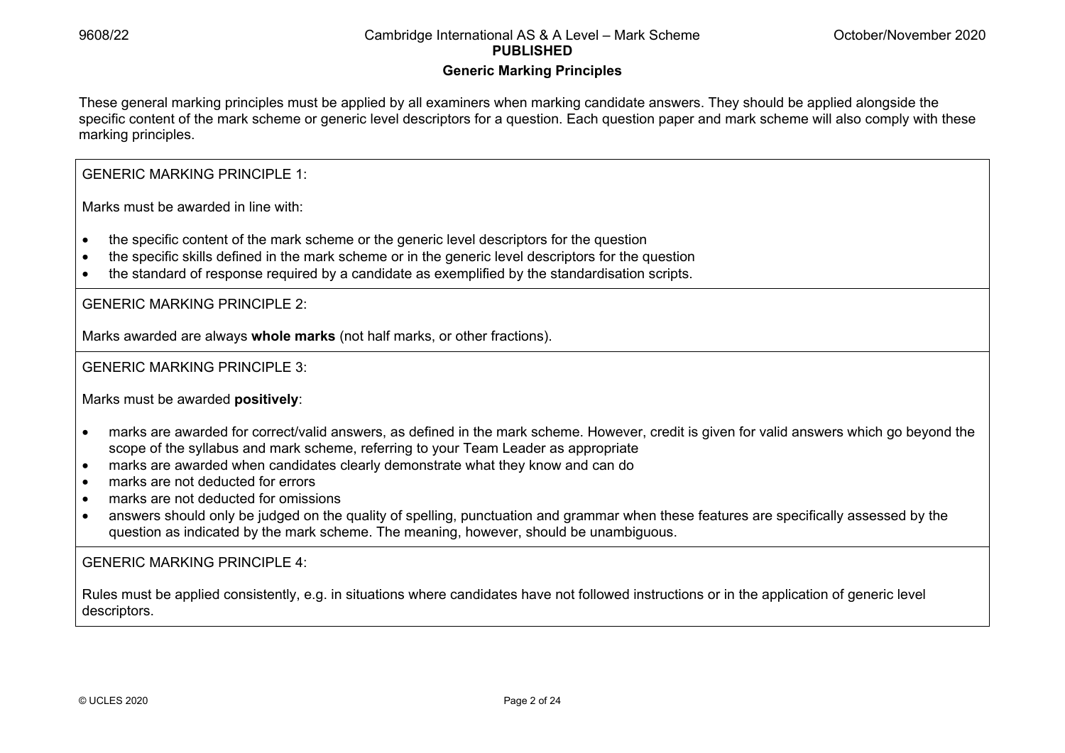## Generic Marking Principles

These general marking principles must be applied by all examiners when marking candidate answers. They should be applied alongside the specific content of the mark scheme or generic level descriptors for a question. Each question paper and mark scheme will also comply with these marking principles.

GENERIC MARKING PRINCIPLE 1:

Marks must be awarded in line with:

- the specific content of the mark scheme or the generic level descriptors for the question
- the specific skills defined in the mark scheme or in the generic level descriptors for the question
- the standard of response required by a candidate as exemplified by the standardisation scripts.

GENERIC MARKING PRINCIPLE 2:

Marks awarded are always **whole marks** (not half marks, or other fractions).

GENERIC MARKING PRINCIPLE 3:

Marks must be awarded **positively**:

- marks are awarded for correct/valid answers, as defined in the mark scheme. However, credit is given for valid answers which go beyond the scope of the syllabus and mark scheme, referring to your Team Leader as appropriate
- marks are awarded when candidates clearly demonstrate what they know and can do
- marks are not deducted for errors
- marks are not deducted for omissions
- answers should only be judged on the quality of spelling, punctuation and grammar when these features are specifically assessed by the question as indicated by the mark scheme. The meaning, however, should be unambiguous.

GENERIC MARKING PRINCIPLE 4:

Rules must be applied consistently, e.g. in situations where candidates have not followed instructions or in the application of generic level descriptors.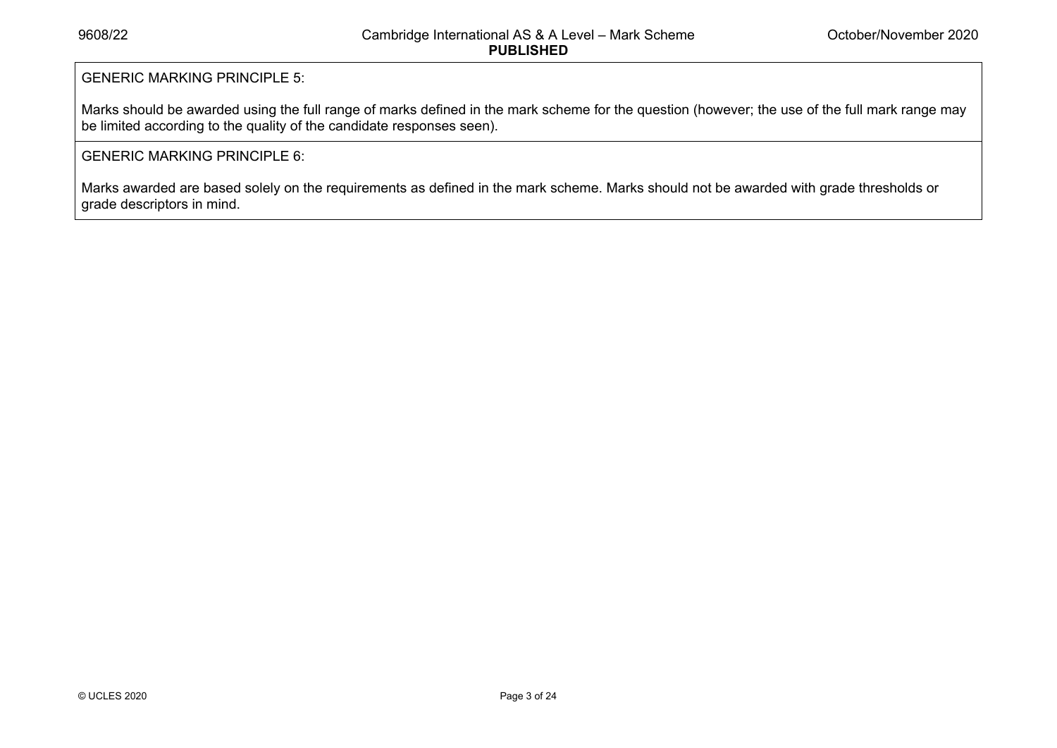GENERIC MARKING PRINCIPLE 5:

Marks should be awarded using the full range of marks defined in the mark scheme for the question (however; the use of the full mark range may be limited according to the quality of the candidate responses seen).

GENERIC MARKING PRINCIPLE 6:

Marks awarded are based solely on the requirements as defined in the mark scheme. Marks should not be awarded with grade thresholds or grade descriptors in mind.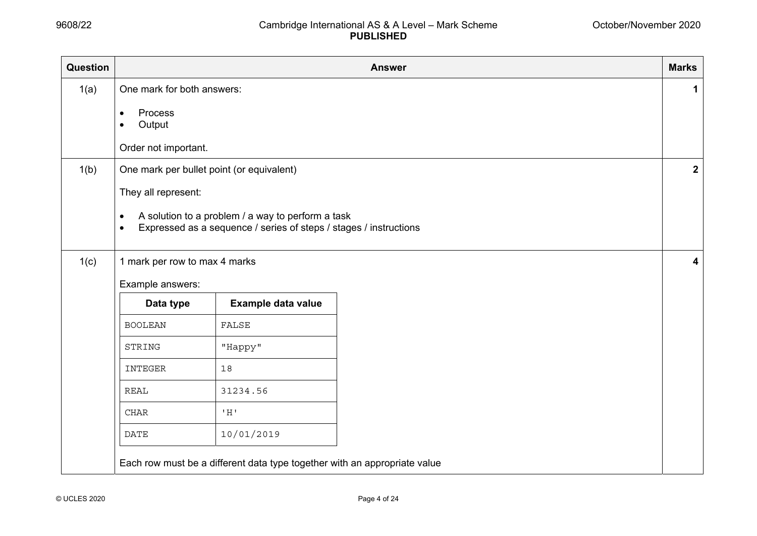| Question | Answer | Marks |
|---|---|---|
| 1(a) | One mark for both answers:<br><br>• Process<br>• Output<br><br>Order not important. | 1 |
| 1(b) | One mark per bullet point (or equivalent)<br><br>They all represent:<br><br>• A solution to a problem / a way to perform a task<br>• Expressed as a sequence / series of steps / stages / instructions | 2 |
| 1(c) | 1 mark per row to max 4 marks<br><br>Example answers:<br><br>(see table below)<br><br>Each row must be a different data type together with an appropriate value | 4 |

| Data type | Example data value |
|---|---|
| BOOLEAN | FALSE |
| STRING | "Happy" |
| INTEGER | 18 |
| REAL | 31234.56 |
| CHAR | 'H' |
| DATE | 10/01/2019 |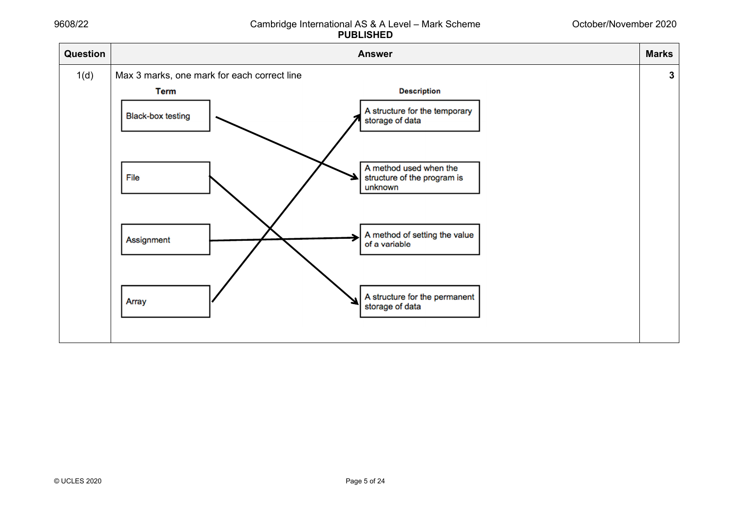| Question | Answer | Marks |
|---|---|---|
| 1(d) | Max 3 marks, one mark for each correct line | 3 |

| Term | Description |
|---|---|
| Black-box testing | A method used when the structure of the program is unknown |
| File | A structure for the permanent storage of data |
| Assignment | A method of setting the value of a variable |
| Array | A structure for the temporary storage of data |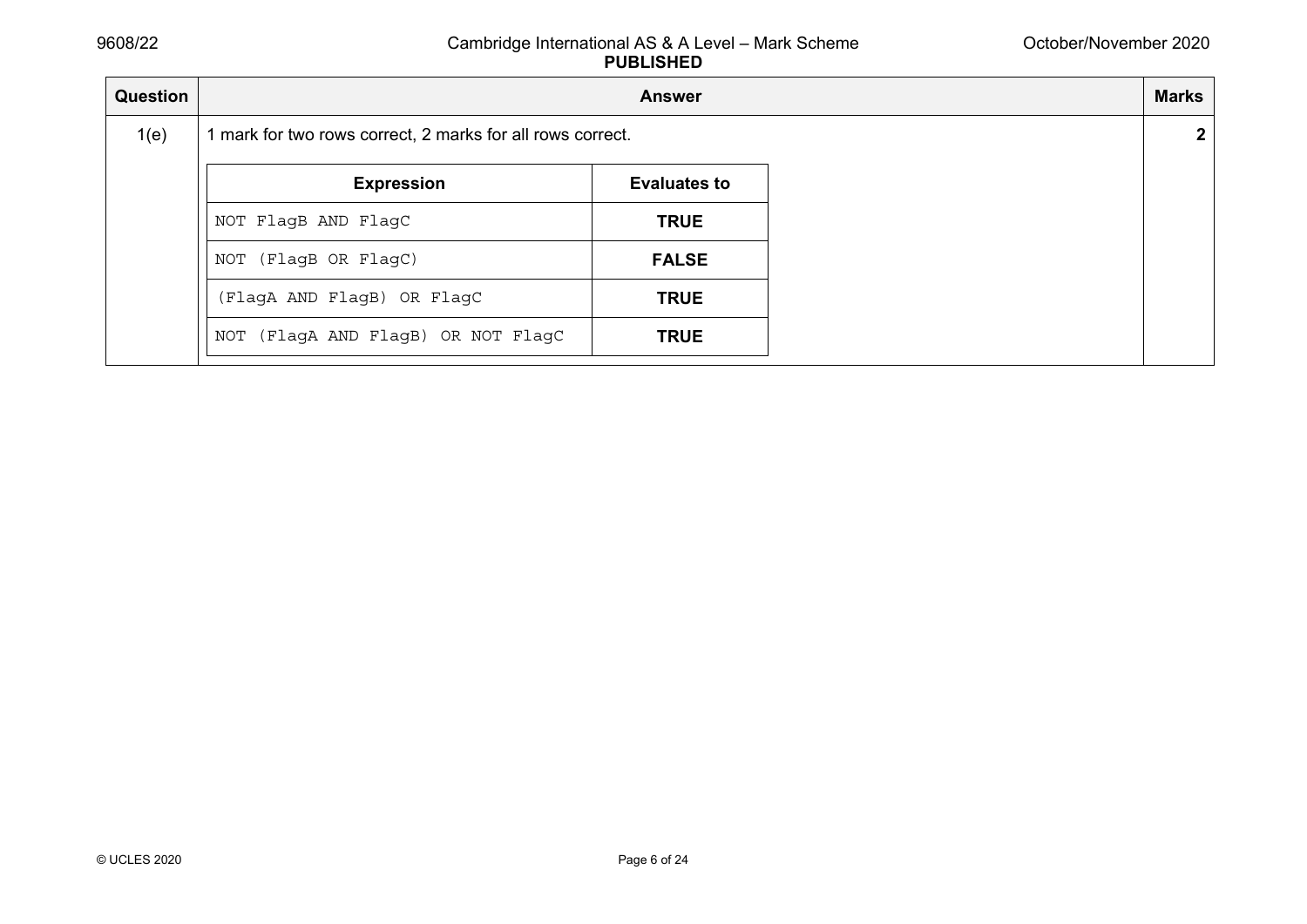| Question | Answer | Marks |
| --- | --- | --- |
| 1(e) | 1 mark for two rows correct, 2 marks for all rows correct. | 2 |

| Expression | Evaluates to |
| --- | --- |
| `NOT FlagB AND FlagC` | **TRUE** |
| `NOT (FlagB OR FlagC)` | **FALSE** |
| `(FlagA AND FlagB) OR FlagC` | **TRUE** |
| `NOT (FlagA AND FlagB) OR NOT FlagC` | **TRUE** |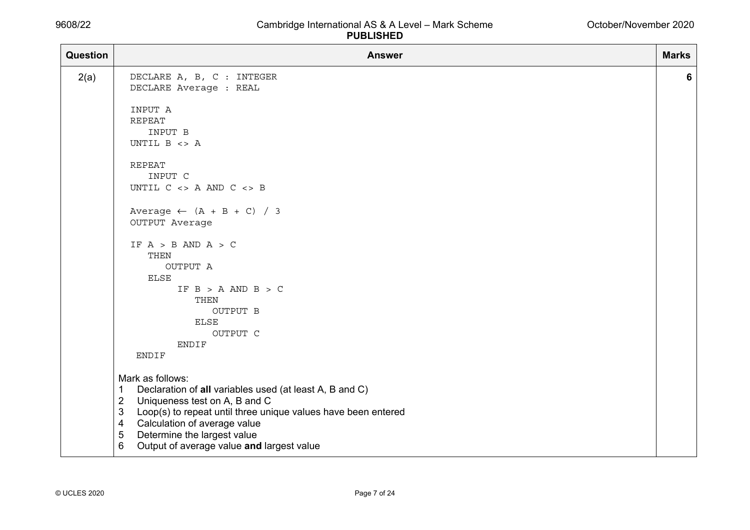| Question | Answer | Marks |
|---|---|---|
| 2(a) | See pseudocode and marking points below | 6 |

```
DECLARE A, B, C : INTEGER
DECLARE Average : REAL

INPUT A
REPEAT
   INPUT B
UNTIL B <> A

REPEAT
   INPUT C
UNTIL C <> A AND C <> B

Average ← (A + B + C) / 3
OUTPUT Average

IF A > B AND A > C
   THEN
      OUTPUT A
   ELSE
        IF B > A AND B > C
           THEN
              OUTPUT B
           ELSE
              OUTPUT C
        ENDIF
 ENDIF
```

Mark as follows:

1. Declaration of **all** variables used (at least A, B and C)
2. Uniqueness test on A, B and C
3. Loop(s) to repeat until three unique values have been entered
4. Calculation of average value
5. Determine the largest value
6. Output of average value **and** largest value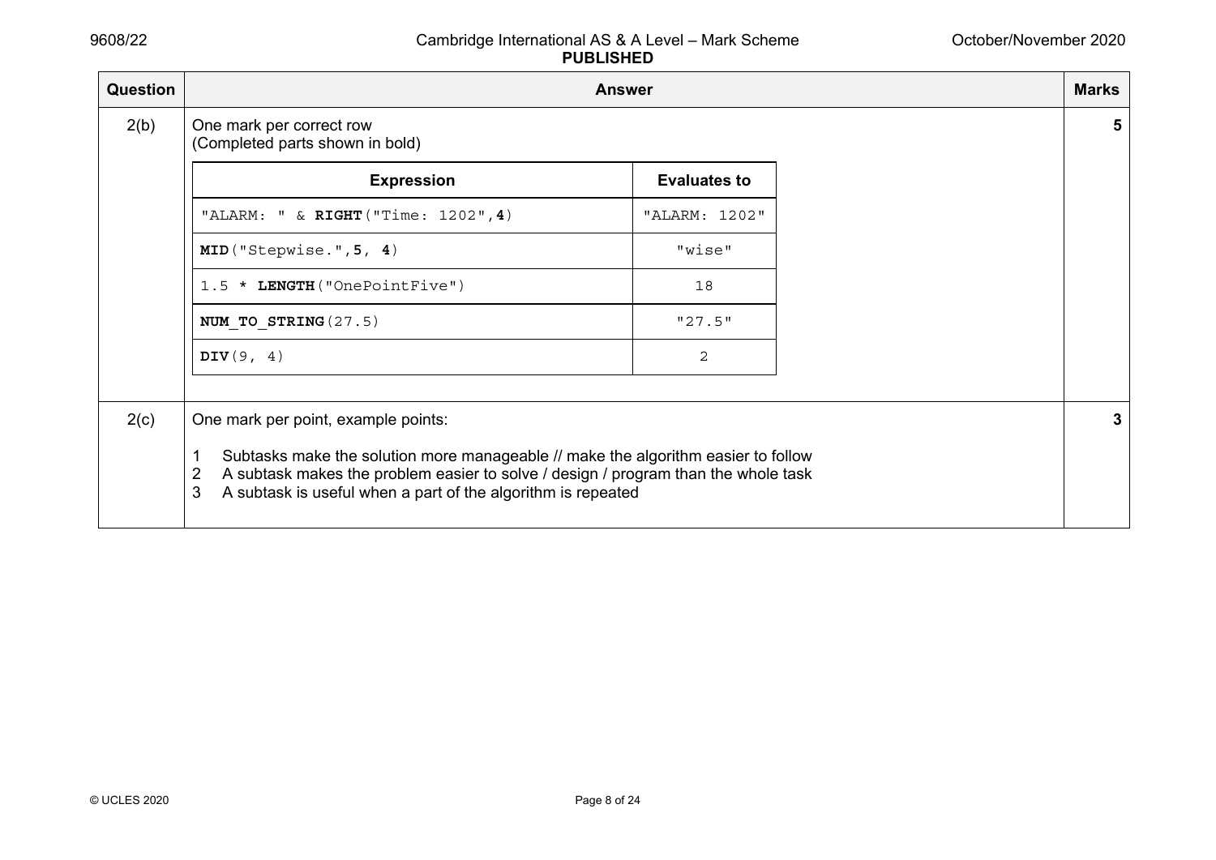| Question | Answer | Marks |
|---|---|---|
| 2(b) | One mark per correct row<br>(Completed parts shown in bold) | **5** |

| Expression | Evaluates to |
|---|---|
| `"ALARM: " & `**`RIGHT`**`("Time: 1202",`**`4`**`)` | `"ALARM: 1202"` |
| **`MID`**`("Stepwise.",`**`5`**`, `**`4`**`)` | `"wise"` |
| `1.5 * `**`LENGTH`**`("OnePointFive")` | `18` |
| **`NUM_TO_STRING`**`(27.5)` | `"27.5"` |
| **`DIV`**`(9, 4)` | `2` |

| Question | Answer | Marks |
|---|---|---|
| 2(c) | One mark per point, example points:<br><br>1 Subtasks make the solution more manageable // make the algorithm easier to follow<br>2 A subtask makes the problem easier to solve / design / program than the whole task<br>3 A subtask is useful when a part of the algorithm is repeated | **3** |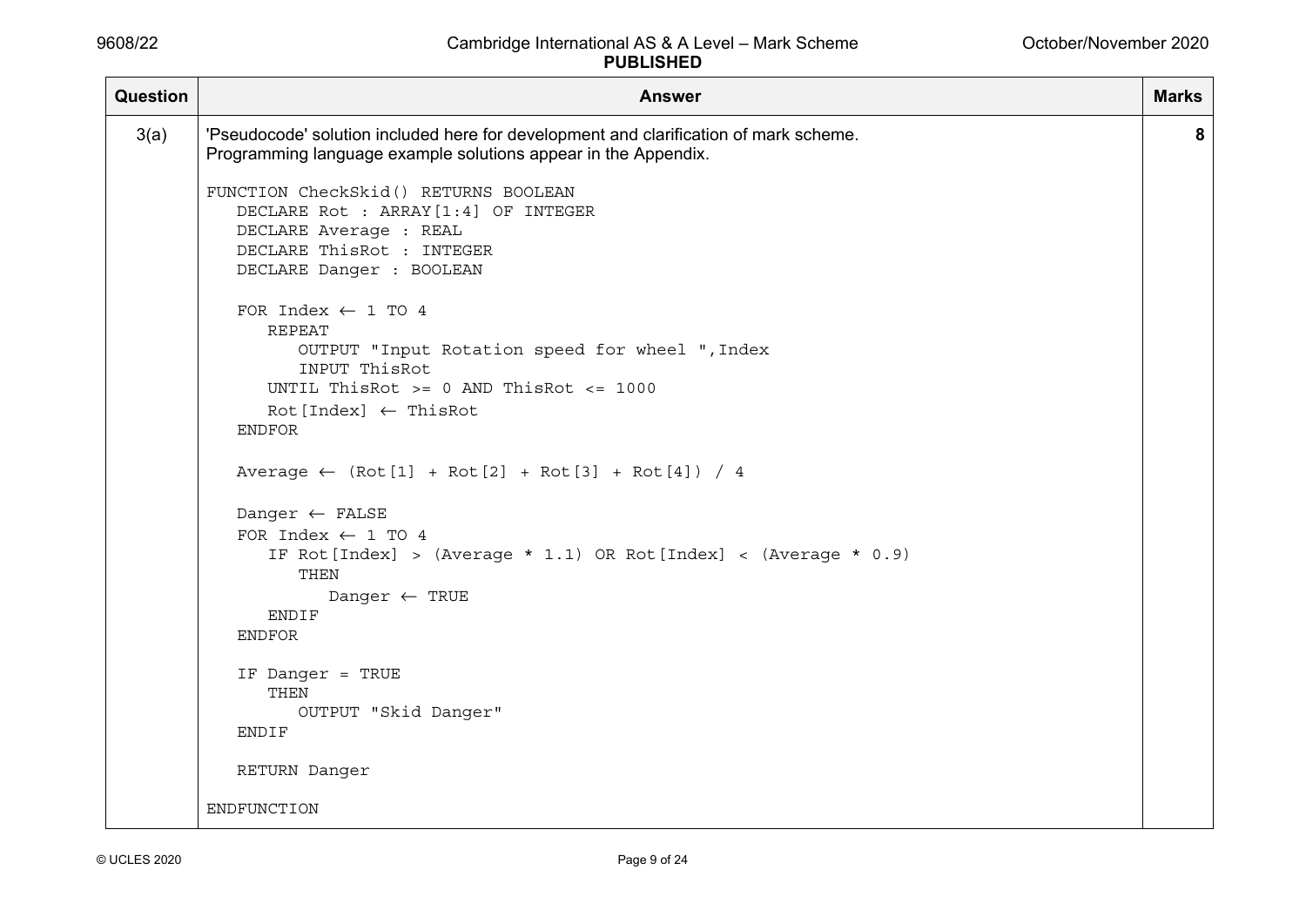| Question | Answer | Marks |
|---|---|---|
| 3(a) | 'Pseudocode' solution included here for development and clarification of mark scheme. Programming language example solutions appear in the Appendix. | 8 |

```
FUNCTION CheckSkid() RETURNS BOOLEAN
   DECLARE Rot : ARRAY[1:4] OF INTEGER
   DECLARE Average : REAL
   DECLARE ThisRot : INTEGER
   DECLARE Danger : BOOLEAN

   FOR Index ← 1 TO 4
      REPEAT
         OUTPUT "Input Rotation speed for wheel ",Index
         INPUT ThisRot
      UNTIL ThisRot >= 0 AND ThisRot <= 1000
      Rot[Index] ← ThisRot
   ENDFOR

   Average ← (Rot[1] + Rot[2] + Rot[3] + Rot[4]) / 4

   Danger ← FALSE
   FOR Index ← 1 TO 4
      IF Rot[Index] > (Average * 1.1) OR Rot[Index] < (Average * 0.9)
         THEN
            Danger ← TRUE
      ENDIF
   ENDFOR

   IF Danger = TRUE
      THEN
         OUTPUT "Skid Danger"
   ENDIF

   RETURN Danger

ENDFUNCTION
```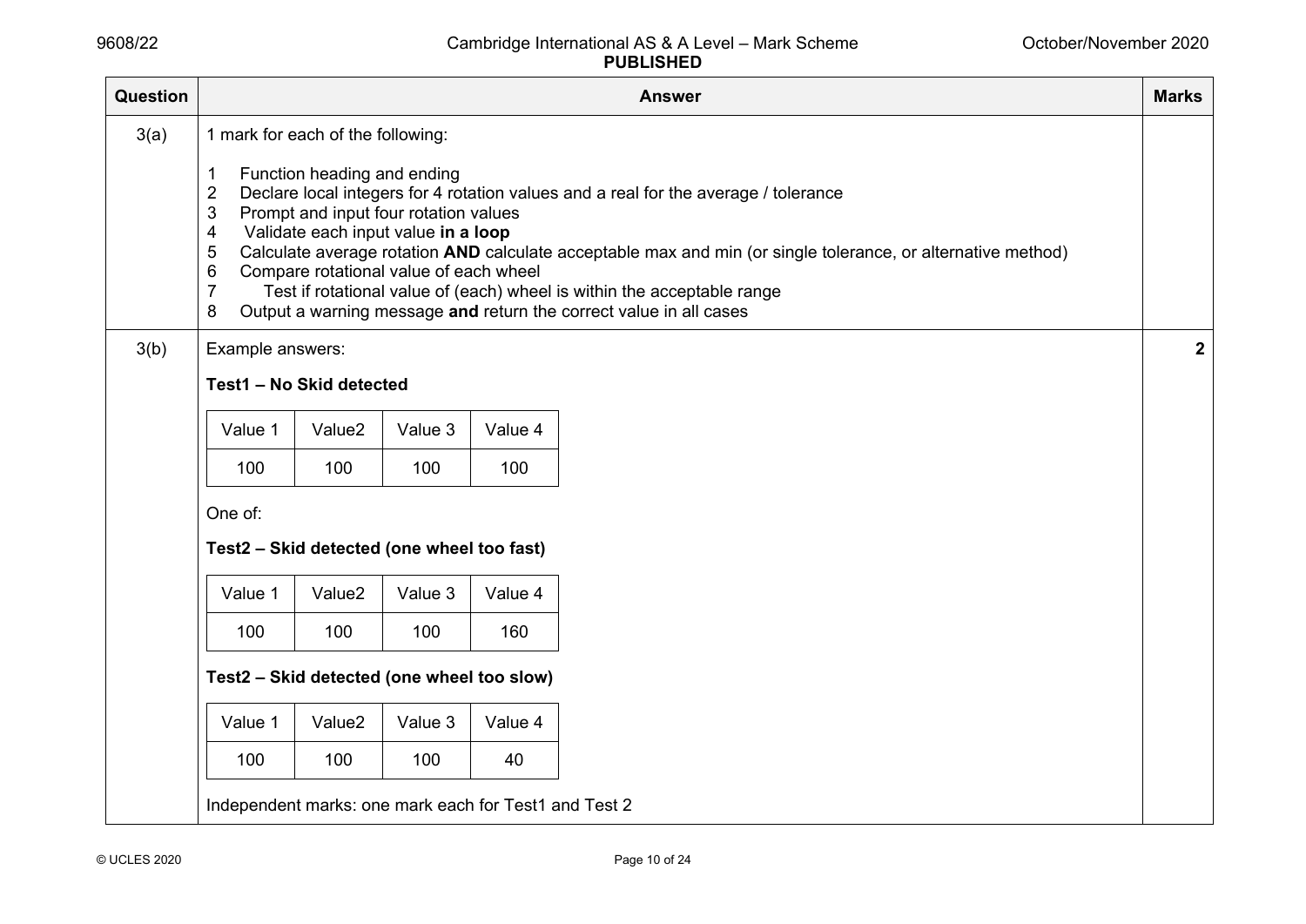| Question | Answer | Marks |
|---|---|---|
| 3(a) | 1 mark for each of the following:<br><br>1 Function heading and ending<br>2 Declare local integers for 4 rotation values and a real for the average / tolerance<br>3 Prompt and input four rotation values<br>4 Validate each input value **in a loop**<br>5 Calculate average rotation **AND** calculate acceptable max and min (or single tolerance, or alternative method)<br>6 Compare rotational value of each wheel<br>7 Test if rotational value of (each) wheel is within the acceptable range<br>8 Output a warning message **and** return the correct value in all cases | |
| 3(b) | Example answers: | 2 |

**Test1 – No Skid detected**

| Value 1 | Value2 | Value 3 | Value 4 |
|---|---|---|---|
| 100 | 100 | 100 | 100 |

One of:

**Test2 – Skid detected (one wheel too fast)**

| Value 1 | Value2 | Value 3 | Value 4 |
|---|---|---|---|
| 100 | 100 | 100 | 160 |

**Test2 – Skid detected (one wheel too slow)**

| Value 1 | Value2 | Value 3 | Value 4 |
|---|---|---|---|
| 100 | 100 | 100 | 40 |

Independent marks: one mark each for Test1 and Test 2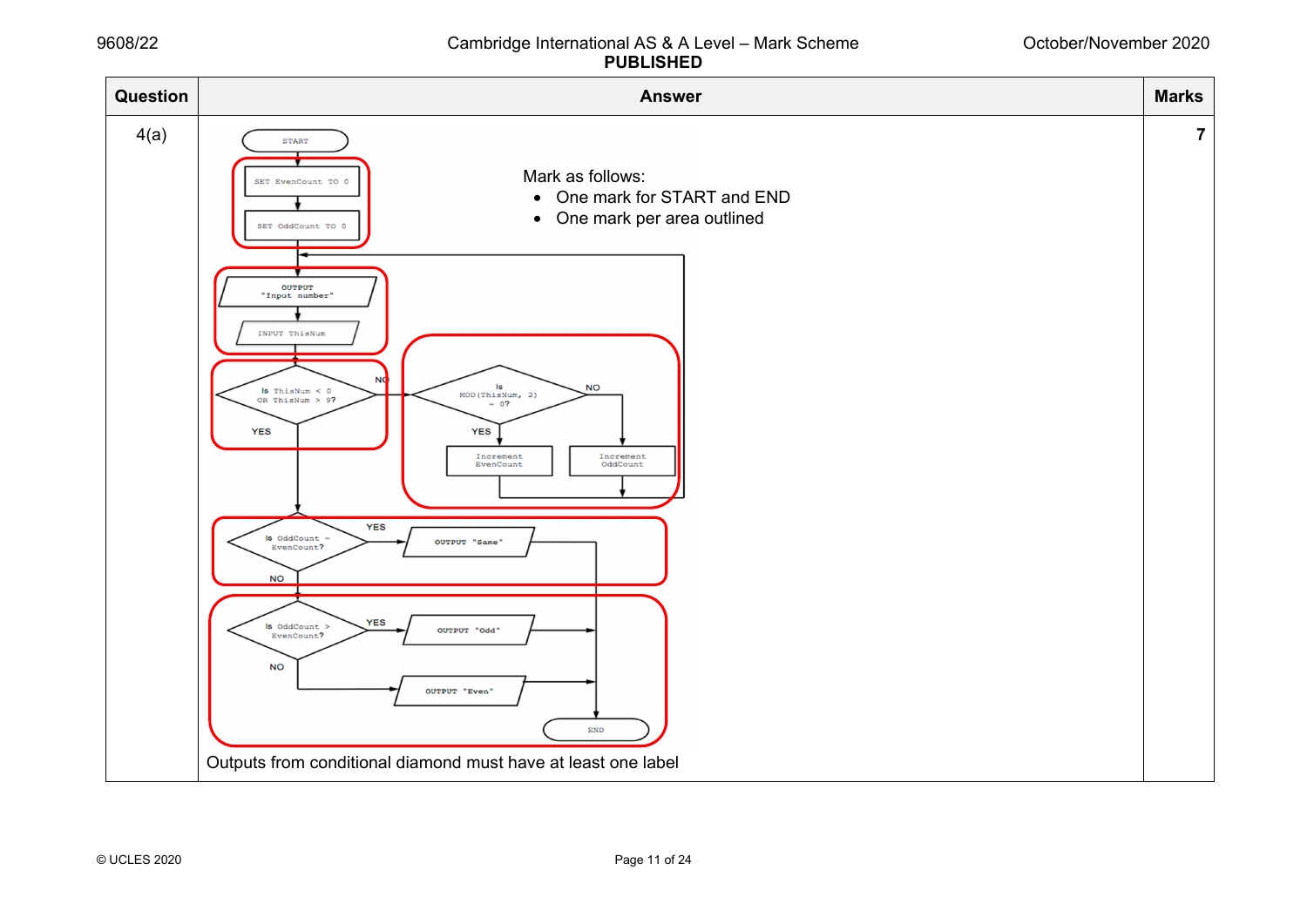| Question | Answer | Marks |
|---|---|---|
| 4(a) | START<br>SET EvenCount TO 0<br>SET OddCount TO 0<br>OUTPUT "Input number"<br>INPUT ThisNum<br>Is ThisNum < 0 OR ThisNum > 9? — NO / YES<br>Is MOD(ThisNum, 2) = 0? — YES: Increment EvenCount; NO: Increment OddCount<br>Is OddCount = EvenCount? — YES: OUTPUT "Same"; NO<br>Is OddCount > EvenCount? — YES: OUTPUT "Odd"; NO: OUTPUT "Even"<br>END<br><br>Mark as follows:<br>• One mark for START and END<br>• One mark per area outlined<br><br>Outputs from conditional diamond must have at least one label | 7 |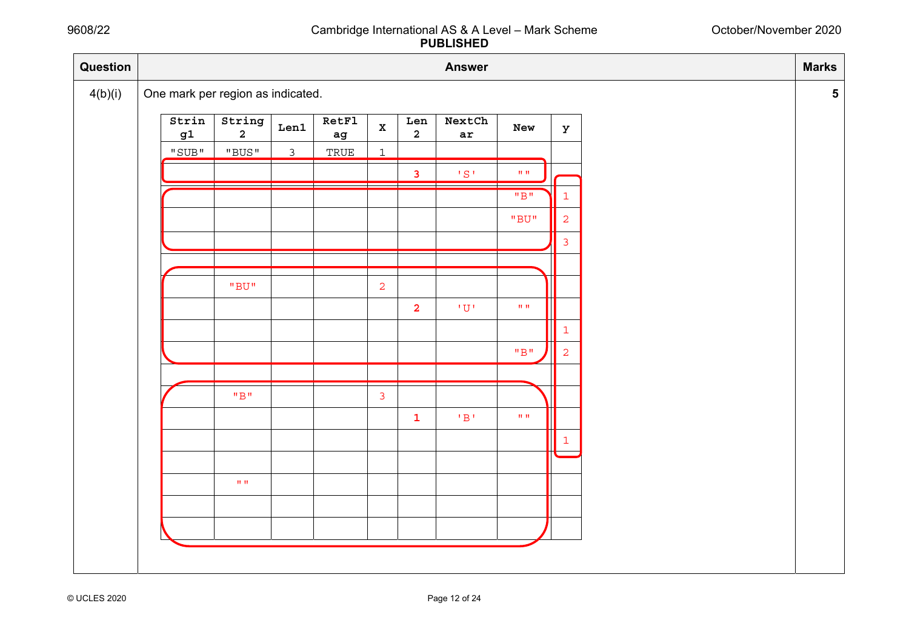| Question | Answer | Marks |
|---|---|---|
| 4(b)(i) | One mark per region as indicated. | 5 |

| String1 | String2 | Len1 | RetFlag | x | Len2 | NextChar | New | y |
|---|---|---|---|---|---|---|---|---|
| "SUB" | "BUS" | 3 | TRUE | 1 | | | | |
| | | | | | 3 | 'S' | "" | |
| | | | | | | | "B" | 1 |
| | | | | | | | "BU" | 2 |
| | | | | | | | | 3 |
| | | | | | | | | |
| | "BU" | | | 2 | | | | |
| | | | | | 2 | 'U' | "" | |
| | | | | | | | | 1 |
| | | | | | | | "B" | 2 |
| | | | | | | | | |
| | "B" | | | 3 | | | | |
| | | | | | 1 | 'B' | "" | |
| | | | | | | | | 1 |
| | | | | | | | | |
| | "" | | | | | | | |
| | | | | | | | | |
| | | | | | | | | |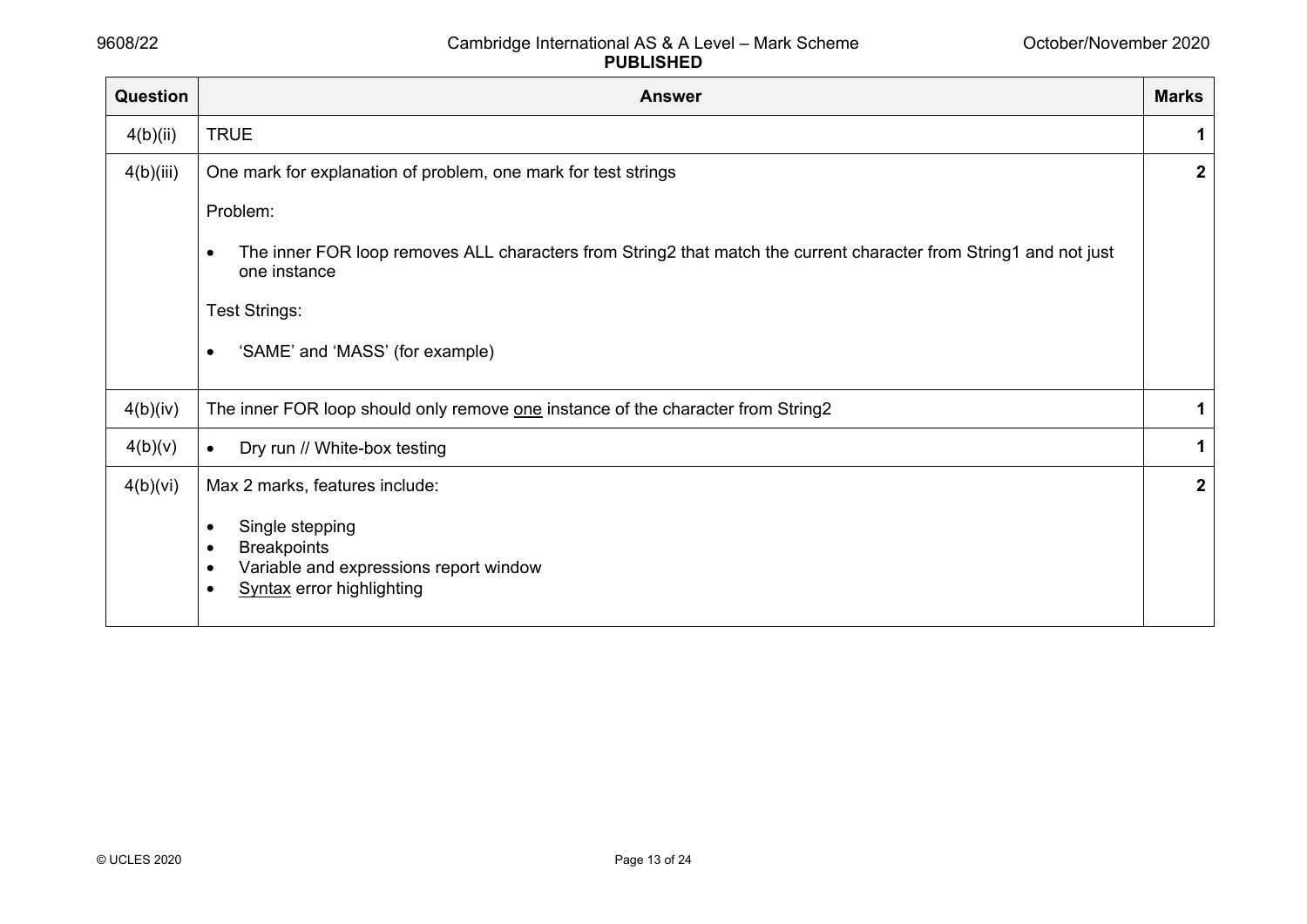| Question | Answer | Marks |
|---|---|---|
| 4(b)(ii) | TRUE | 1 |
| 4(b)(iii) | One mark for explanation of problem, one mark for test strings<br><br>Problem:<br><br>• The inner FOR loop removes ALL characters from String2 that match the current character from String1 and not just one instance<br><br>Test Strings:<br><br>• 'SAME' and 'MASS' (for example) | 2 |
| 4(b)(iv) | The inner FOR loop should only remove <u>one</u> instance of the character from String2 | 1 |
| 4(b)(v) | • Dry run // White-box testing | 1 |
| 4(b)(vi) | Max 2 marks, features include:<br><br>• Single stepping<br>• Breakpoints<br>• Variable and expressions report window<br>• <u>Syntax</u> error highlighting | 2 |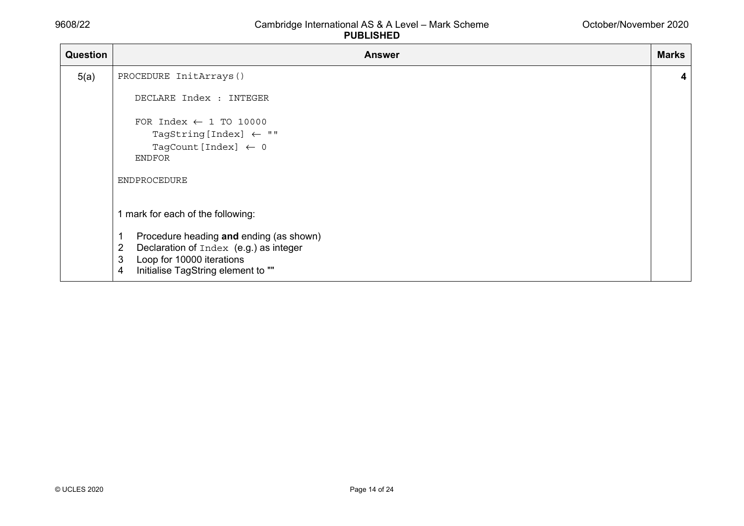| Question | Answer | Marks |
|---|---|---|
| 5(a) | ```PROCEDURE InitArrays()```<br><br>```   DECLARE Index : INTEGER```<br><br>```   FOR Index ← 1 TO 10000```<br>```      TagString[Index] ← ""```<br>```      TagCount[Index] ← 0```<br>```   ENDFOR```<br><br>```ENDPROCEDURE```<br><br>1 mark for each of the following:<br><br>1 Procedure heading **and** ending (as shown)<br>2 Declaration of `Index` (e.g.) as integer<br>3 Loop for 10000 iterations<br>4 Initialise TagString element to "" | 4 |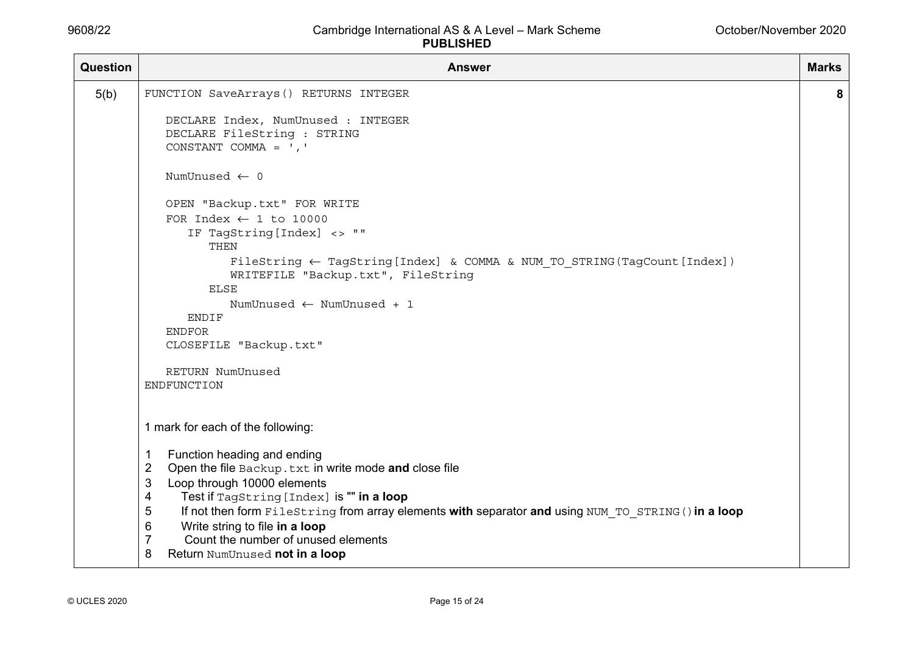| Question | Answer | Marks |
|---|---|---|
| 5(b) | See below | 8 |

```
FUNCTION SaveArrays() RETURNS INTEGER

   DECLARE Index, NumUnused : INTEGER
   DECLARE FileString : STRING
   CONSTANT COMMA = ','

   NumUnused ← 0

   OPEN "Backup.txt" FOR WRITE
   FOR Index ← 1 to 10000
      IF TagString[Index] <> ""
         THEN
            FileString ← TagString[Index] & COMMA & NUM_TO_STRING(TagCount[Index])
            WRITEFILE "Backup.txt", FileString
         ELSE
            NumUnused ← NumUnused + 1
      ENDIF
   ENDFOR
   CLOSEFILE "Backup.txt"

   RETURN NumUnused
ENDFUNCTION
```

1 mark for each of the following:

1. Function heading and ending
2. Open the file `Backup.txt` in write mode **and** close file
3. Loop through 10000 elements
4. Test if `TagString[Index]` is "" **in a loop**
5. If not then form `FileString` from array elements **with** separator **and** using `NUM_TO_STRING()` **in a loop**
6. Write string to file **in a loop**
7. Count the number of unused elements
8. Return `NumUnused` **not in a loop**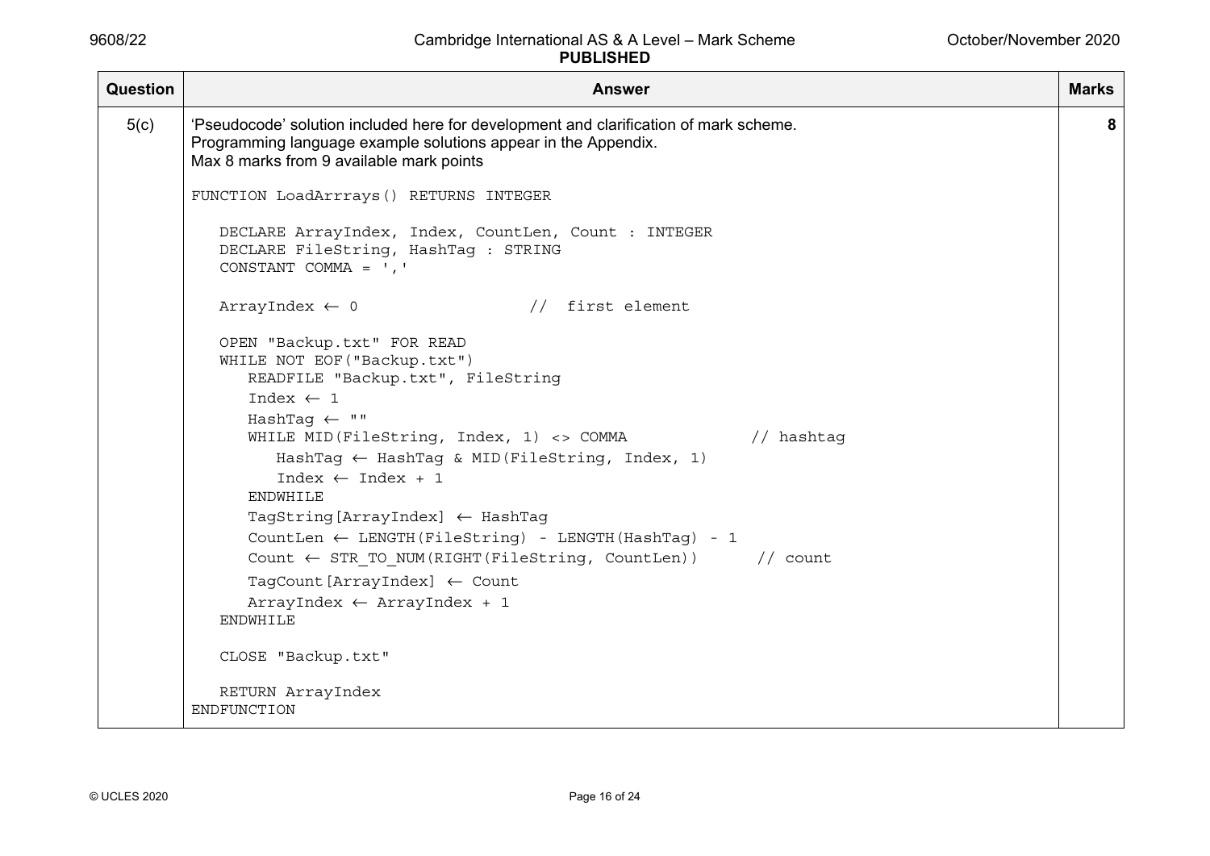| Question | Answer | Marks |
|---|---|---|
| 5(c) | 'Pseudocode' solution included here for development and clarification of mark scheme.<br>Programming language example solutions appear in the Appendix.<br>Max 8 marks from 9 available mark points | 8 |

```
FUNCTION LoadArrrays() RETURNS INTEGER

   DECLARE ArrayIndex, Index, CountLen, Count : INTEGER
   DECLARE FileString, HashTag : STRING
   CONSTANT COMMA = ','

   ArrayIndex ← 0                  //  first element

   OPEN "Backup.txt" FOR READ
   WHILE NOT EOF("Backup.txt")
      READFILE "Backup.txt", FileString
      Index ← 1
      HashTag ← ""
      WHILE MID(FileString, Index, 1) <> COMMA             // hashtag
         HashTag ← HashTag & MID(FileString, Index, 1)
         Index ← Index + 1
      ENDWHILE
      TagString[ArrayIndex] ← HashTag
      CountLen ← LENGTH(FileString) - LENGTH(HashTag) - 1
      Count ← STR_TO_NUM(RIGHT(FileString, CountLen))      // count
      TagCount[ArrayIndex] ← Count
      ArrayIndex ← ArrayIndex + 1
   ENDWHILE

   CLOSE "Backup.txt"

   RETURN ArrayIndex
ENDFUNCTION
```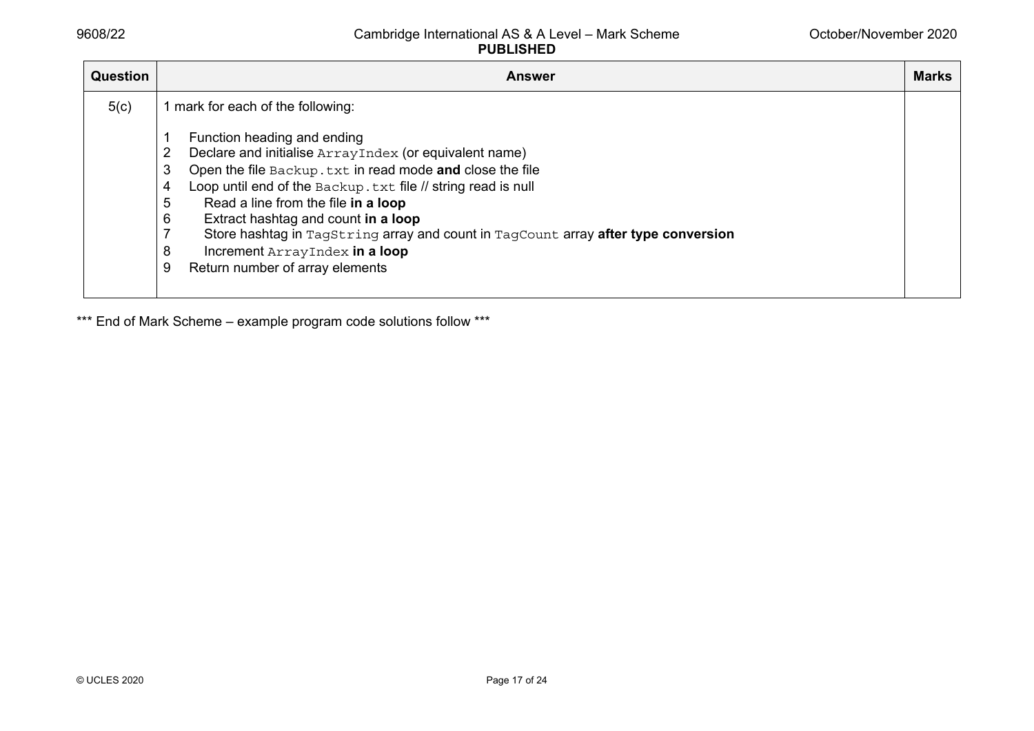| Question | Answer | Marks |
|---|---|---|
| 5(c) | 1 mark for each of the following:<br><br>1 Function heading and ending<br>2 Declare and initialise `ArrayIndex` (or equivalent name)<br>3 Open the file `Backup.txt` in read mode **and** close the file<br>4 Loop until end of the `Backup.txt` file // string read is null<br>5 Read a line from the file **in a loop**<br>6 Extract hashtag and count **in a loop**<br>7 Store hashtag in `TagString` array and count in `TagCount` array **after type conversion**<br>8 Increment `ArrayIndex` **in a loop**<br>9 Return number of array elements | |

*** End of Mark Scheme – example program code solutions follow ***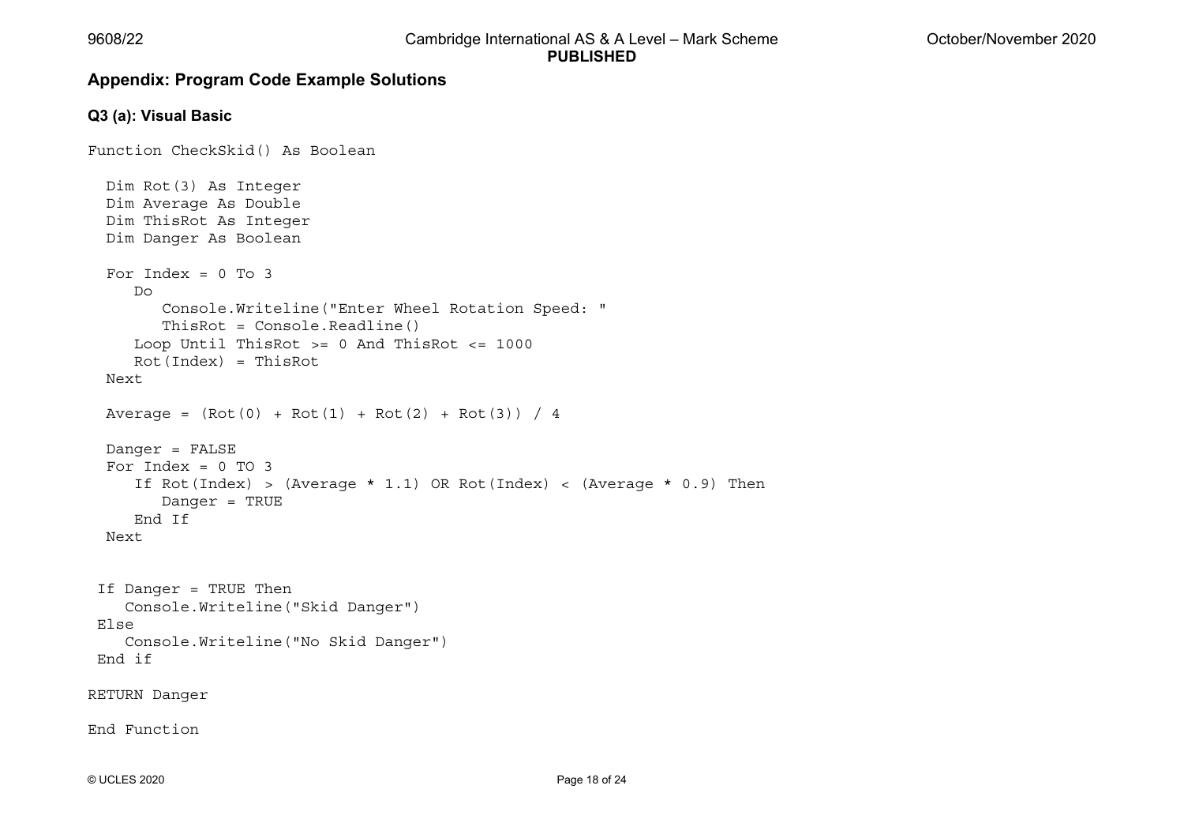## Appendix: Program Code Example Solutions

### Q3 (a): Visual Basic

```
Function CheckSkid() As Boolean

  Dim Rot(3) As Integer
  Dim Average As Double
  Dim ThisRot As Integer
  Dim Danger As Boolean

  For Index = 0 To 3
     Do
        Console.Writeline("Enter Wheel Rotation Speed: "
        ThisRot = Console.Readline()
     Loop Until ThisRot >= 0 And ThisRot <= 1000
     Rot(Index) = ThisRot
  Next

  Average = (Rot(0) + Rot(1) + Rot(2) + Rot(3)) / 4

  Danger = FALSE
  For Index = 0 TO 3
     If Rot(Index) > (Average * 1.1) OR Rot(Index) < (Average * 0.9) Then
        Danger = TRUE
     End If
  Next


 If Danger = TRUE Then
    Console.Writeline("Skid Danger")
 Else
    Console.Writeline("No Skid Danger")
 End if

RETURN Danger

End Function
```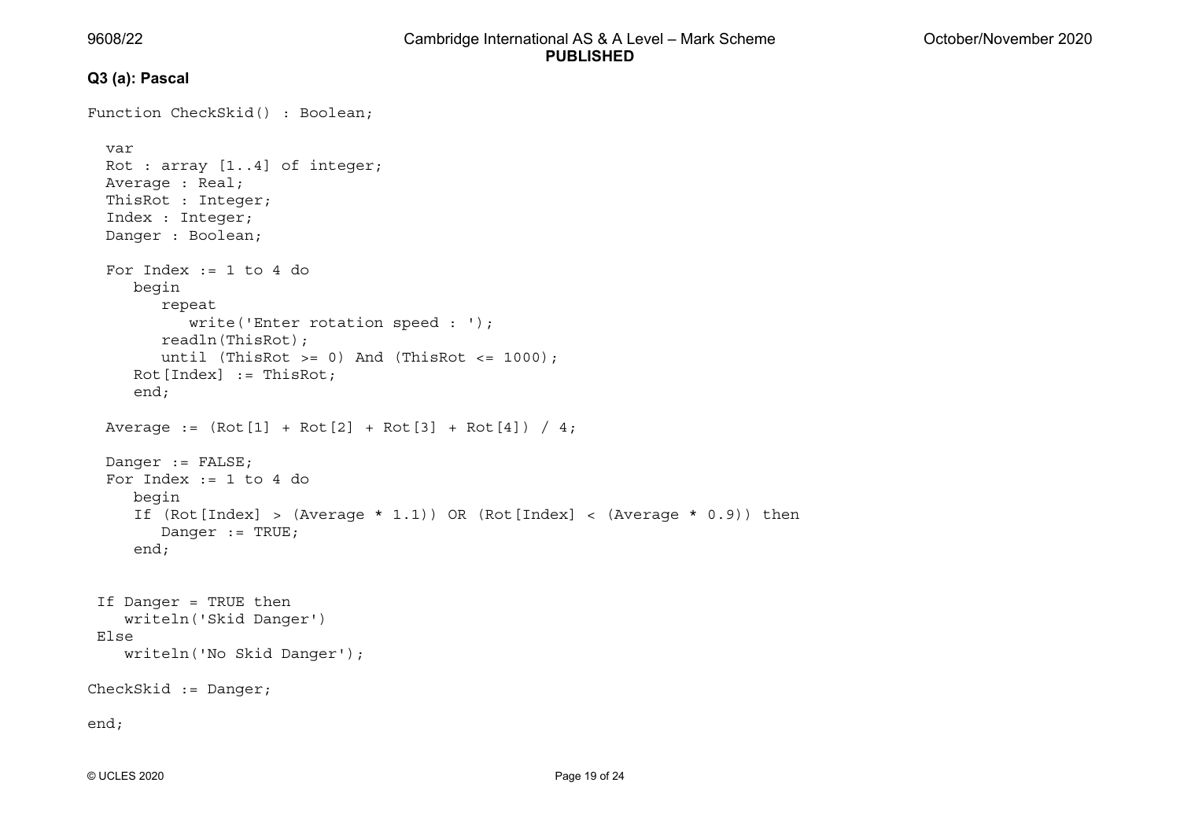**Q3 (a): Pascal**

```
Function CheckSkid() : Boolean;

  var
  Rot : array [1..4] of integer;
  Average : Real;
  ThisRot : Integer;
   Index : Integer;
  Danger : Boolean;

  For Index := 1 to 4 do
     begin
        repeat
           write('Enter rotation speed : ');
        readln(ThisRot);
        until (ThisRot >= 0) And (ThisRot <= 1000);
     Rot[Index] := ThisRot;
     end;

  Average := (Rot[1] + Rot[2] + Rot[3] + Rot[4]) / 4;

  Danger := FALSE;
  For Index := 1 to 4 do
     begin
     If (Rot[Index] > (Average * 1.1)) OR (Rot[Index] < (Average * 0.9)) then
        Danger := TRUE;
     end;


 If Danger = TRUE then
    writeln('Skid Danger')
 Else
    writeln('No Skid Danger');

CheckSkid := Danger;

end;
```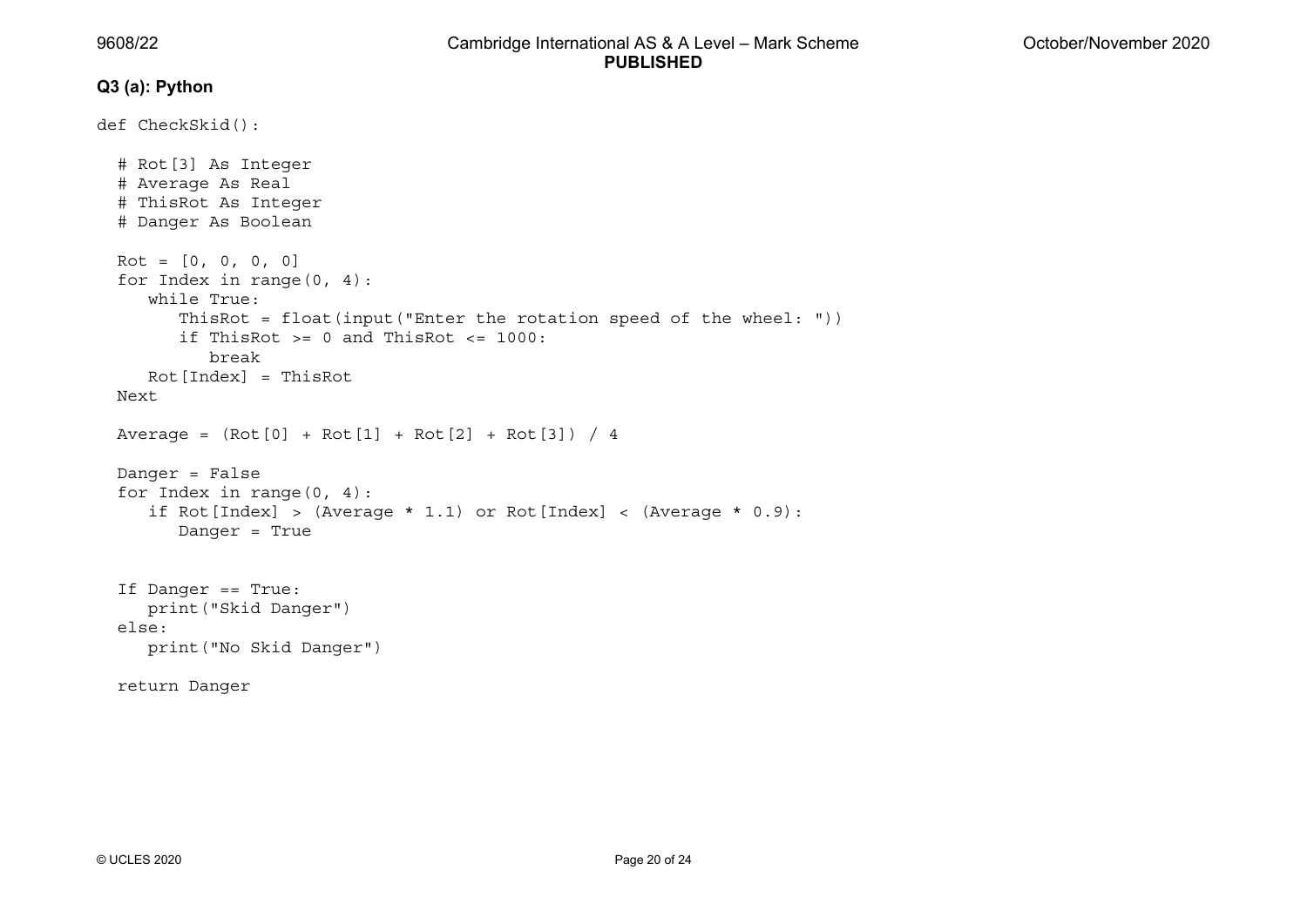**Q3 (a): Python**

```
def CheckSkid():

  # Rot[3] As Integer
  # Average As Real
  # ThisRot As Integer
  # Danger As Boolean

  Rot = [0, 0, 0, 0]
  for Index in range(0, 4):
     while True:
        ThisRot = float(input("Enter the rotation speed of the wheel: "))
        if ThisRot >= 0 and ThisRot <= 1000:
           break
     Rot[Index] = ThisRot
  Next

  Average = (Rot[0] + Rot[1] + Rot[2] + Rot[3]) / 4

  Danger = False
  for Index in range(0, 4):
     if Rot[Index] > (Average * 1.1) or Rot[Index] < (Average * 0.9):
        Danger = True


  If Danger == True:
     print("Skid Danger")
  else:
     print("No Skid Danger")

  return Danger
```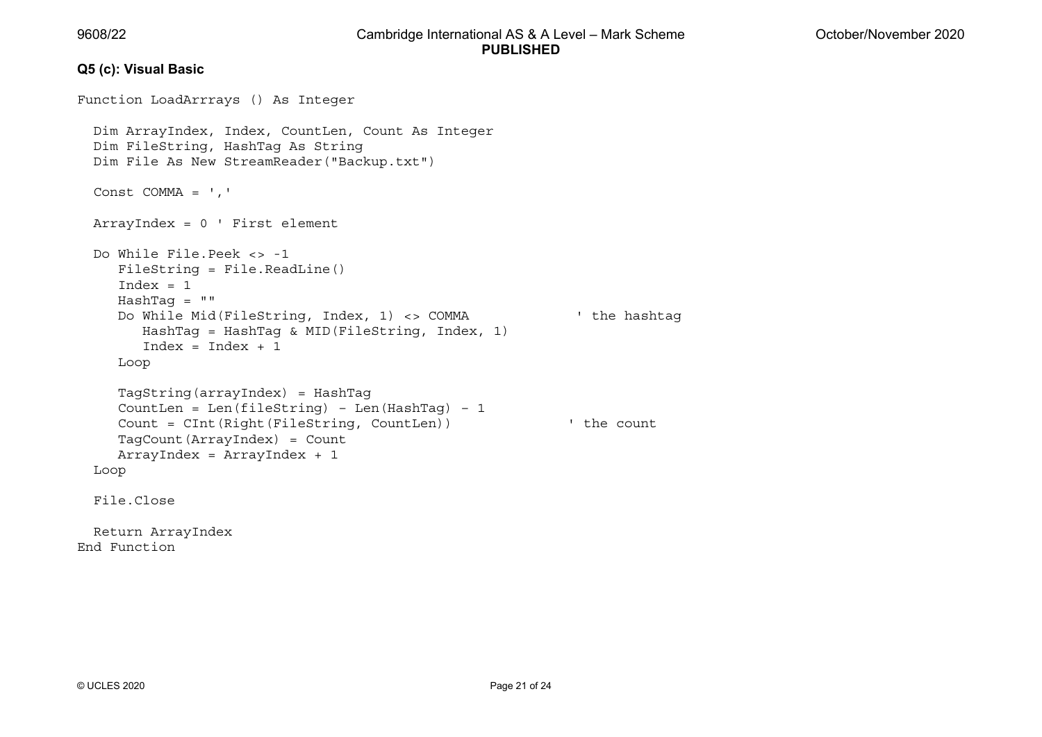**Q5 (c): Visual Basic**

```
Function LoadArrrays () As Integer

  Dim ArrayIndex, Index, CountLen, Count As Integer
  Dim FileString, HashTag As String
  Dim File As New StreamReader("Backup.txt")

  Const COMMA = ','

  ArrayIndex = 0 ' First element

  Do While File.Peek <> -1
     FileString = File.ReadLine()
     Index = 1
     HashTag = ""
     Do While Mid(FileString, Index, 1) <> COMMA             ' the hashtag
        HashTag = HashTag & MID(FileString, Index, 1)
        Index = Index + 1
     Loop

     TagString(arrayIndex) = HashTag
     CountLen = Len(fileString) - Len(HashTag) - 1
     Count = CInt(Right(FileString, CountLen))               ' the count
     TagCount(ArrayIndex) = Count
     ArrayIndex = ArrayIndex + 1
  Loop

  File.Close

  Return ArrayIndex
End Function
```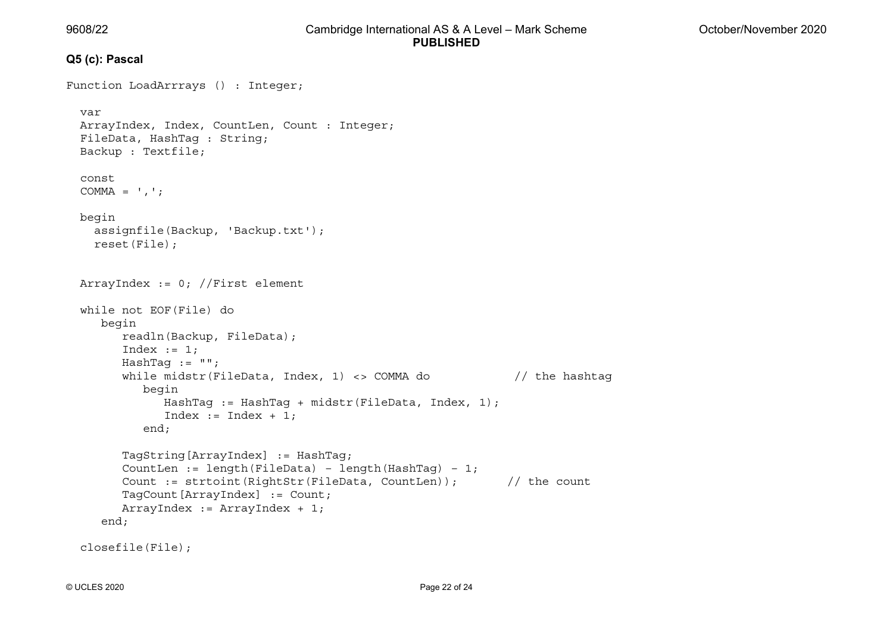**Q5 (c): Pascal**

```
Function LoadArrrays () : Integer;

  var
  ArrayIndex, Index, CountLen, Count : Integer;
  FileData, HashTag : String;
  Backup : Textfile;

  const
  COMMA = ',';

  begin
    assignfile(Backup, 'Backup.txt');
    reset(File);


  ArrayIndex := 0; //First element

  while not EOF(File) do
     begin
        readln(Backup, FileData);
        Index := 1;
        HashTag := "";
        while midstr(FileData, Index, 1) <> COMMA do            // the hashtag
           begin
              HashTag := HashTag + midstr(FileData, Index, 1);
              Index := Index + 1;
           end;

        TagString[ArrayIndex] := HashTag;
        CountLen := length(FileData) - length(HashTag) - 1;
        Count := strtoint(RightStr(FileData, CountLen));       // the count
        TagCount[ArrayIndex] := Count;
        ArrayIndex := ArrayIndex + 1;
     end;

  closefile(File);
```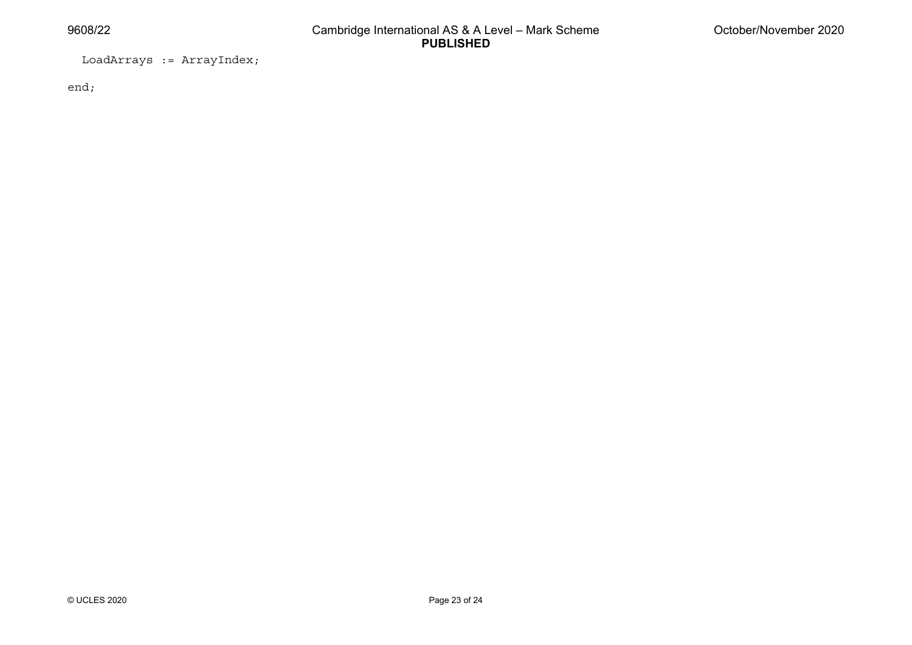```
  LoadArrays := ArrayIndex;

end;
```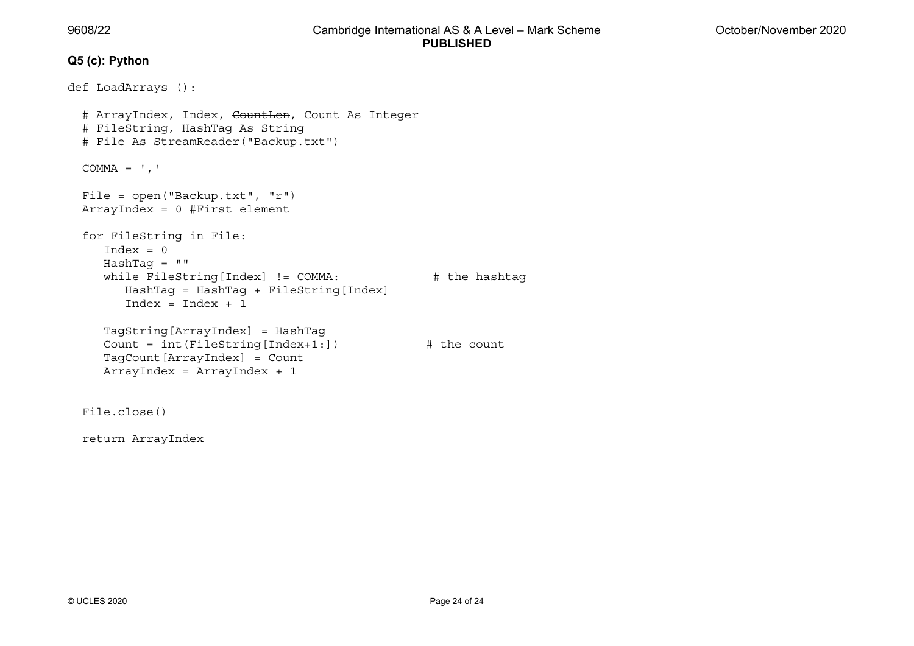**Q5 (c): Python**

```
def LoadArrays ():

  # ArrayIndex, Index, CountLen, Count As Integer
  # FileString, HashTag As String
  # File As StreamReader("Backup.txt")

  COMMA = ','

  File = open("Backup.txt", "r")
  ArrayIndex = 0 #First element

  for FileString in File:
     Index = 0
     HashTag = ""
     while FileString[Index] != COMMA:             # the hashtag
        HashTag = HashTag + FileString[Index]
        Index = Index + 1

     TagString[ArrayIndex] = HashTag
     Count = int(FileString[Index+1:])            # the count
     TagCount[ArrayIndex] = Count
     ArrayIndex = ArrayIndex + 1


  File.close()

  return ArrayIndex
```